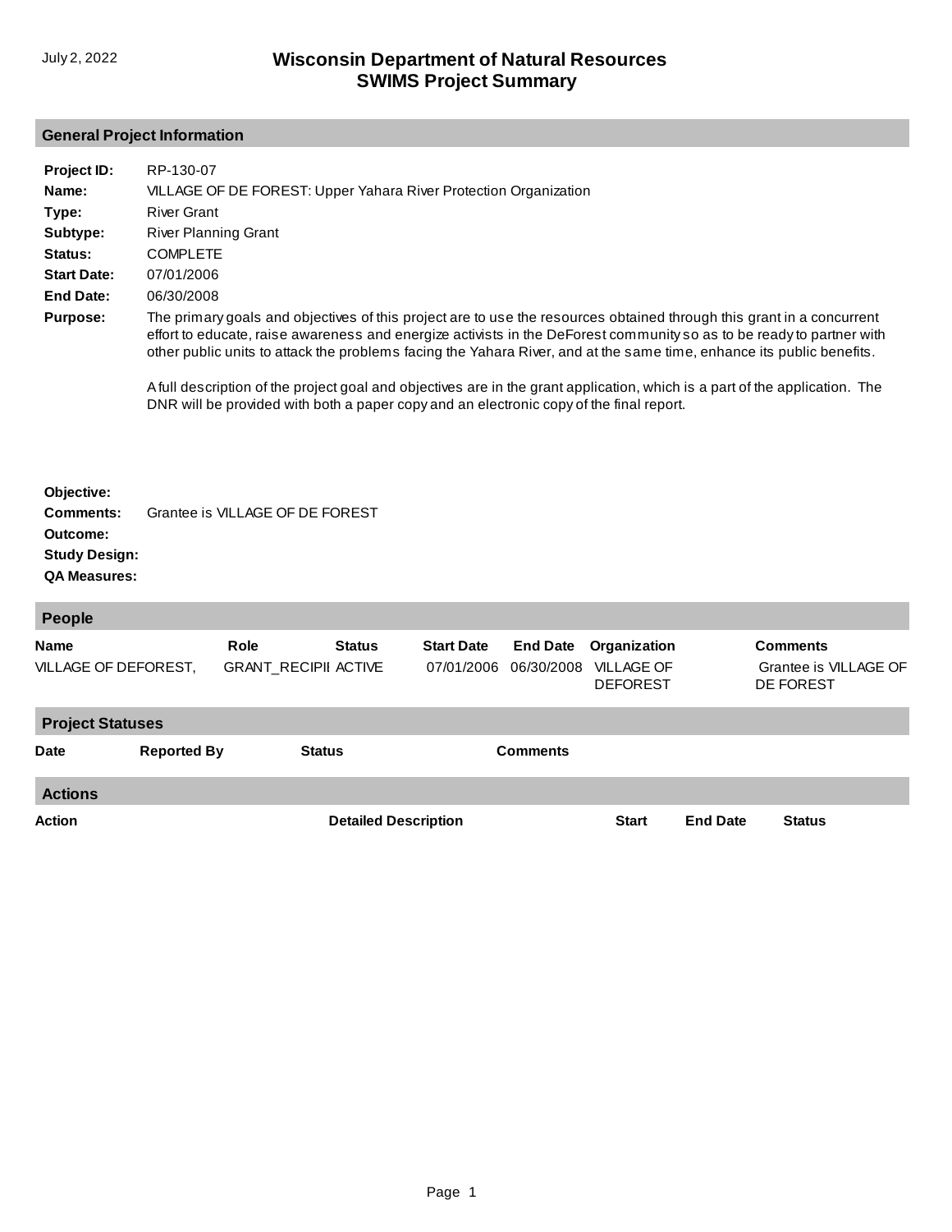July 2, 2022

# Wisconsin Department of Natural Resources
# SWIMS Project Summary

## General Project Information

**Project ID:** RP-130-07

**Name:** VILLAGE OF DE FOREST: Upper Yahara River Protection Organization

**Type:** River Grant

**Subtype:** River Planning Grant

**Status:** COMPLETE

**Start Date:** 07/01/2006

**End Date:** 06/30/2008

**Purpose:** The primary goals and objectives of this project are to use the resources obtained through this grant in a concurrent effort to educate, raise awareness and energize activists in the DeForest community so as to be ready to partner with other public units to attack the problems facing the Yahara River, and at the same time, enhance its public benefits.

A full description of the project goal and objectives are in the grant application, which is a part of the application. The DNR will be provided with both a paper copy and an electronic copy of the final report.

**Objective:**

**Comments:** Grantee is VILLAGE OF DE FOREST

**Outcome:**

**Study Design:**

**QA Measures:**

## People

| Name | Role | Status | Start Date | End Date | Organization | Comments |
|---|---|---|---|---|---|---|
| VILLAGE OF DEFOREST, | GRANT_RECIPII | ACTIVE | 07/01/2006 | 06/30/2008 | VILLAGE OF DEFOREST | Grantee is VILLAGE OF DE FOREST |

## Project Statuses

| Date | Reported By | Status | Comments |
|---|---|---|---|

## Actions

| Action | Detailed Description | Start | End Date | Status |
|---|---|---|---|---|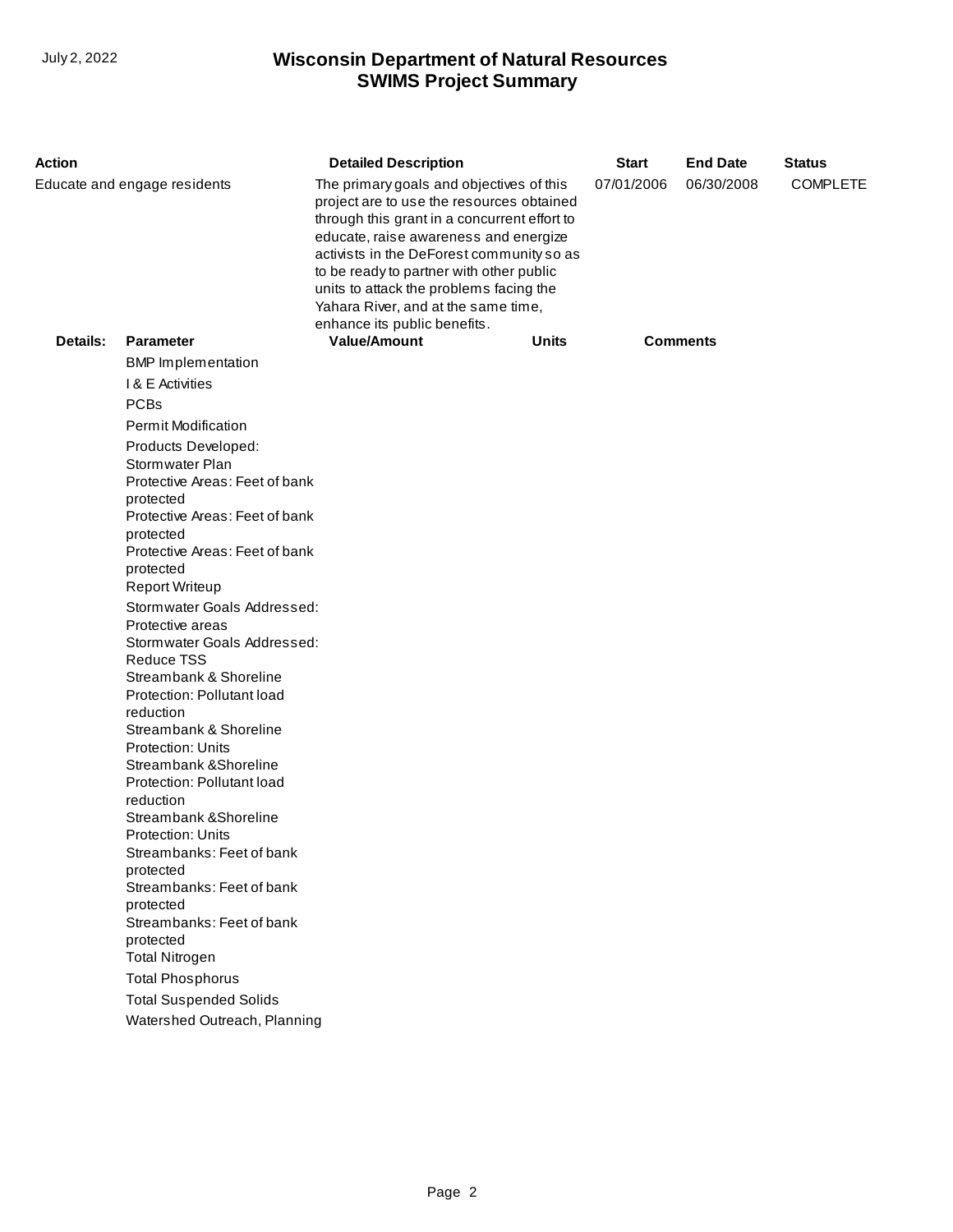| Action | Detailed Description | Start | End Date | Status |
|---|---|---|---|---|
| Educate and engage residents | The primary goals and objectives of this project are to use the resources obtained through this grant in a concurrent effort to educate, raise awareness and energize activists in the DeForest community so as to be ready to partner with other public units to attack the problems facing the Yahara River, and at the same time, enhance its public benefits. | 07/01/2006 | 06/30/2008 | COMPLETE |

| Details: | Parameter | Value/Amount | Units | Comments |
|---|---|---|---|---|
| | BMP Implementation | | | |
| | I & E Activities | | | |
| | PCBs | | | |
| | Permit Modification | | | |
| | Products Developed: Stormwater Plan | | | |
| | Protective Areas: Feet of bank protected | | | |
| | Protective Areas: Feet of bank protected | | | |
| | Protective Areas: Feet of bank protected | | | |
| | Report Writeup | | | |
| | Stormwater Goals Addressed: Protective areas | | | |
| | Stormwater Goals Addressed: Reduce TSS | | | |
| | Streambank & Shoreline Protection: Pollutant load reduction | | | |
| | Streambank & Shoreline Protection: Units | | | |
| | Streambank &Shoreline Protection: Pollutant load reduction | | | |
| | Streambank &Shoreline Protection: Units | | | |
| | Streambanks: Feet of bank protected | | | |
| | Streambanks: Feet of bank protected | | | |
| | Streambanks: Feet of bank protected | | | |
| | Total Nitrogen | | | |
| | Total Phosphorus | | | |
| | Total Suspended Solids | | | |
| | Watershed Outreach, Planning | | | |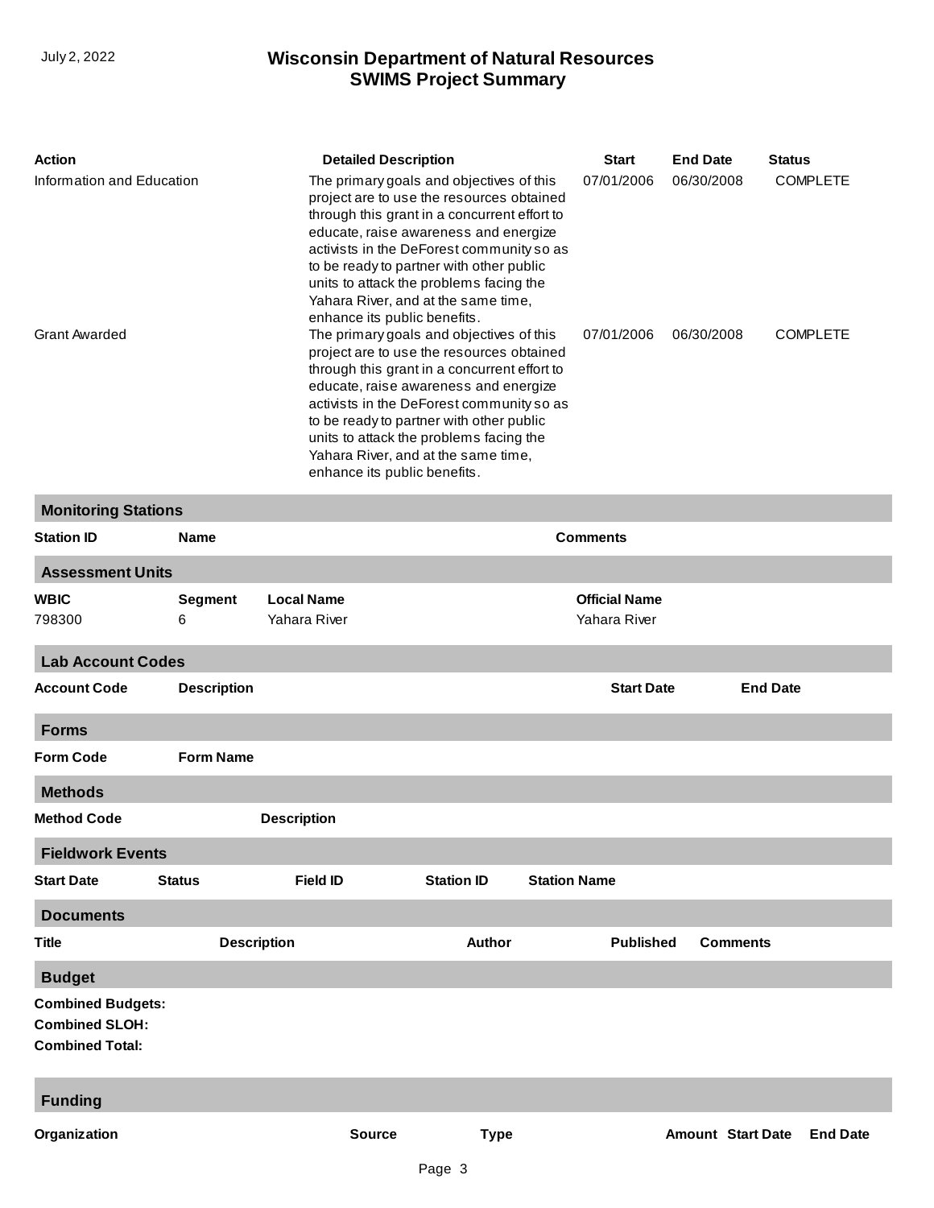| Action | Detailed Description | Start | End Date | Status |
| --- | --- | --- | --- | --- |
| Information and Education | The primary goals and objectives of this project are to use the resources obtained through this grant in a concurrent effort to educate, raise awareness and energize activists in the DeForest community so as to be ready to partner with other public units to attack the problems facing the Yahara River, and at the same time, enhance its public benefits. | 07/01/2006 | 06/30/2008 | COMPLETE |
| Grant Awarded | The primary goals and objectives of this project are to use the resources obtained through this grant in a concurrent effort to educate, raise awareness and energize activists in the DeForest community so as to be ready to partner with other public units to attack the problems facing the Yahara River, and at the same time, enhance its public benefits. | 07/01/2006 | 06/30/2008 | COMPLETE |

## Monitoring Stations

| Station ID | Name | Comments |
| --- | --- | --- |

## Assessment Units

| WBIC | Segment | Local Name | Official Name |
| --- | --- | --- | --- |
| 798300 | 6 | Yahara River | Yahara River |

## Lab Account Codes

| Account Code | Description | Start Date | End Date |
| --- | --- | --- | --- |

## Forms

| Form Code | Form Name |
| --- | --- |

## Methods

| Method Code | Description |
| --- | --- |

## Fieldwork Events

| Start Date | Status | Field ID | Station ID | Station Name |
| --- | --- | --- | --- | --- |

## Documents

| Title | Description | Author | Published | Comments |
| --- | --- | --- | --- | --- |

## Budget

**Combined Budgets:**

**Combined SLOH:**

**Combined Total:**

## Funding

| Organization | Source | Type | Amount | Start Date | End Date |
| --- | --- | --- | --- | --- | --- |